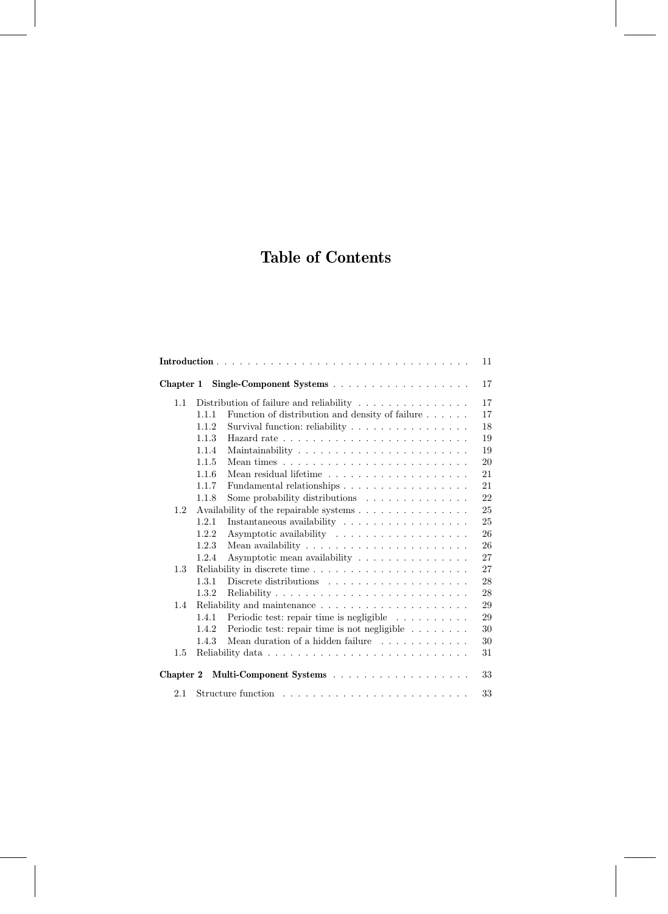# Table of Contents

| | | |
|---|---|---|
| **Introduction** | | 11 |
| **Chapter 1 Single-Component Systems** | | 17 |
| 1.1 | Distribution of failure and reliability | 17 |
| | 1.1.1 Function of distribution and density of failure | 17 |
| | 1.1.2 Survival function: reliability | 18 |
| | 1.1.3 Hazard rate | 19 |
| | 1.1.4 Maintainability | 19 |
| | 1.1.5 Mean times | 20 |
| | 1.1.6 Mean residual lifetime | 21 |
| | 1.1.7 Fundamental relationships | 21 |
| | 1.1.8 Some probability distributions | 22 |
| 1.2 | Availability of the repairable systems | 25 |
| | 1.2.1 Instantaneous availability | 25 |
| | 1.2.2 Asymptotic availability | 26 |
| | 1.2.3 Mean availability | 26 |
| | 1.2.4 Asymptotic mean availability | 27 |
| 1.3 | Reliability in discrete time | 27 |
| | 1.3.1 Discrete distributions | 28 |
| | 1.3.2 Reliability | 28 |
| 1.4 | Reliability and maintenance | 29 |
| | 1.4.1 Periodic test: repair time is negligible | 29 |
| | 1.4.2 Periodic test: repair time is not negligible | 30 |
| | 1.4.3 Mean duration of a hidden failure | 30 |
| 1.5 | Reliability data | 31 |
| **Chapter 2 Multi-Component Systems** | | 33 |
| 2.1 | Structure function | 33 |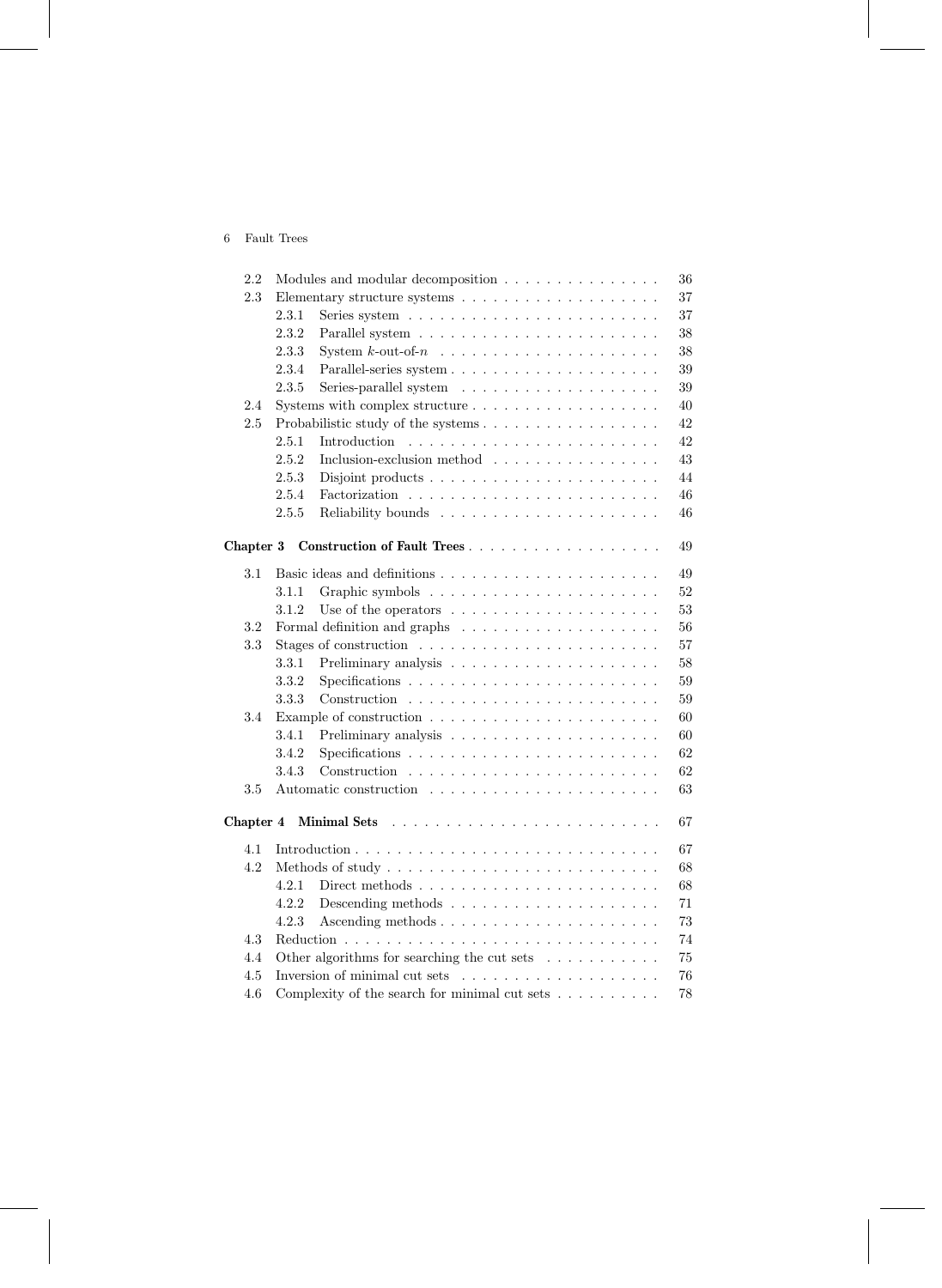| | | |
|---|---|---|
| 2.2 | Modules and modular decomposition | 36 |
| 2.3 | Elementary structure systems | 37 |
| | 2.3.1 Series system | 37 |
| | 2.3.2 Parallel system | 38 |
| | 2.3.3 System $k$-out-of-$n$ | 38 |
| | 2.3.4 Parallel-series system | 39 |
| | 2.3.5 Series-parallel system | 39 |
| 2.4 | Systems with complex structure | 40 |
| 2.5 | Probabilistic study of the systems | 42 |
| | 2.5.1 Introduction | 42 |
| | 2.5.2 Inclusion-exclusion method | 43 |
| | 2.5.3 Disjoint products | 44 |
| | 2.5.4 Factorization | 46 |
| | 2.5.5 Reliability bounds | 46 |

**Chapter 3 Construction of Fault Trees** . . . . . 49

| | | |
|---|---|---|
| 3.1 | Basic ideas and definitions | 49 |
| | 3.1.1 Graphic symbols | 52 |
| | 3.1.2 Use of the operators | 53 |
| 3.2 | Formal definition and graphs | 56 |
| 3.3 | Stages of construction | 57 |
| | 3.3.1 Preliminary analysis | 58 |
| | 3.3.2 Specifications | 59 |
| | 3.3.3 Construction | 59 |
| 3.4 | Example of construction | 60 |
| | 3.4.1 Preliminary analysis | 60 |
| | 3.4.2 Specifications | 62 |
| | 3.4.3 Construction | 62 |
| 3.5 | Automatic construction | 63 |

**Chapter 4 Minimal Sets** . . . . . 67

| | | |
|---|---|---|
| 4.1 | Introduction | 67 |
| 4.2 | Methods of study | 68 |
| | 4.2.1 Direct methods | 68 |
| | 4.2.2 Descending methods | 71 |
| | 4.2.3 Ascending methods | 73 |
| 4.3 | Reduction | 74 |
| 4.4 | Other algorithms for searching the cut sets | 75 |
| 4.5 | Inversion of minimal cut sets | 76 |
| 4.6 | Complexity of the search for minimal cut sets | 78 |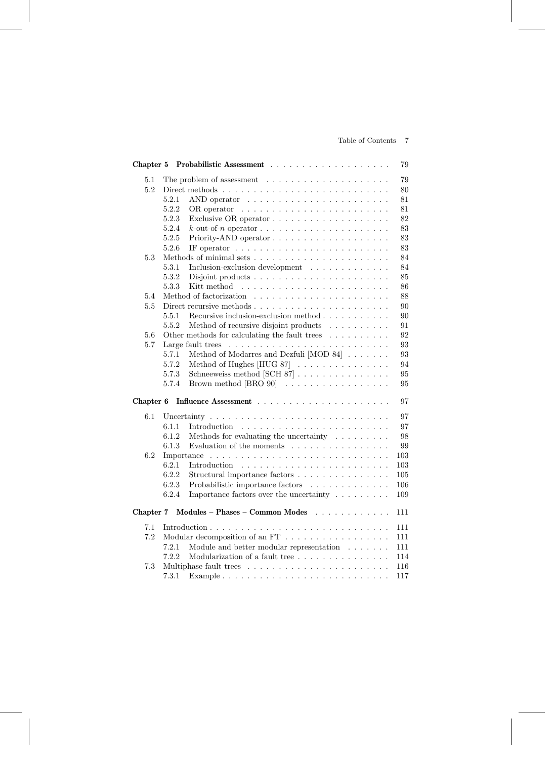**Chapter 5 Probabilistic Assessment** . . . . . . . . . . . . . . . . . . . 79

5.1 The problem of assessment . . . . . . . . . . . . . . . . . . . . 79
5.2 Direct methods . . . . . . . . . . . . . . . . . . . . . . . . . . . 80
 5.2.1 AND operator . . . . . . . . . . . . . . . . . . . . . . . . 81
 5.2.2 OR operator . . . . . . . . . . . . . . . . . . . . . . . . . 81
 5.2.3 Exclusive OR operator . . . . . . . . . . . . . . . . . . . 82
 5.2.4 $k$-out-of-$n$ operator . . . . . . . . . . . . . . . . . . . . . 83
 5.2.5 Priority-AND operator . . . . . . . . . . . . . . . . . . . 83
 5.2.6 IF operator . . . . . . . . . . . . . . . . . . . . . . . . . 83
5.3 Methods of minimal sets . . . . . . . . . . . . . . . . . . . . . . 84
 5.3.1 Inclusion-exclusion development . . . . . . . . . . . . . 84
 5.3.2 Disjoint products . . . . . . . . . . . . . . . . . . . . . . 85
 5.3.3 Kitt method . . . . . . . . . . . . . . . . . . . . . . . . 86
5.4 Method of factorization . . . . . . . . . . . . . . . . . . . . . . 88
5.5 Direct recursive methods . . . . . . . . . . . . . . . . . . . . . . 90
 5.5.1 Recursive inclusion-exclusion method . . . . . . . . . . . 90
 5.5.2 Method of recursive disjoint products . . . . . . . . . . 91
5.6 Other methods for calculating the fault trees . . . . . . . . . . 92
5.7 Large fault trees . . . . . . . . . . . . . . . . . . . . . . . . . . 93
 5.7.1 Method of Modarres and Dezfuli [MOD 84] . . . . . . . 93
 5.7.2 Method of Hughes [HUG 87] . . . . . . . . . . . . . . . 94
 5.7.3 Schneeweiss method [SCH 87] . . . . . . . . . . . . . . . 95
 5.7.4 Brown method [BRO 90] . . . . . . . . . . . . . . . . . 95

**Chapter 6 Influence Assessment** . . . . . . . . . . . . . . . . . . . . . 97

6.1 Uncertainty . . . . . . . . . . . . . . . . . . . . . . . . . . . . . 97
 6.1.1 Introduction . . . . . . . . . . . . . . . . . . . . . . . . 97
 6.1.2 Methods for evaluating the uncertainty . . . . . . . . . 98
 6.1.3 Evaluation of the moments . . . . . . . . . . . . . . . . 99
6.2 Importance . . . . . . . . . . . . . . . . . . . . . . . . . . . . . 103
 6.2.1 Introduction . . . . . . . . . . . . . . . . . . . . . . . . 103
 6.2.2 Structural importance factors . . . . . . . . . . . . . . . 105
 6.2.3 Probabilistic importance factors . . . . . . . . . . . . . 106
 6.2.4 Importance factors over the uncertainty . . . . . . . . . 109

**Chapter 7 Modules – Phases – Common Modes** . . . . . . . . . . . . 111

7.1 Introduction . . . . . . . . . . . . . . . . . . . . . . . . . . . . . 111
7.2 Modular decomposition of an FT . . . . . . . . . . . . . . . . . 111
 7.2.1 Module and better modular representation . . . . . . . 111
 7.2.2 Modularization of a fault tree . . . . . . . . . . . . . . . 114
7.3 Multiphase fault trees . . . . . . . . . . . . . . . . . . . . . . . 116
 7.3.1 Example . . . . . . . . . . . . . . . . . . . . . . . . . . . 117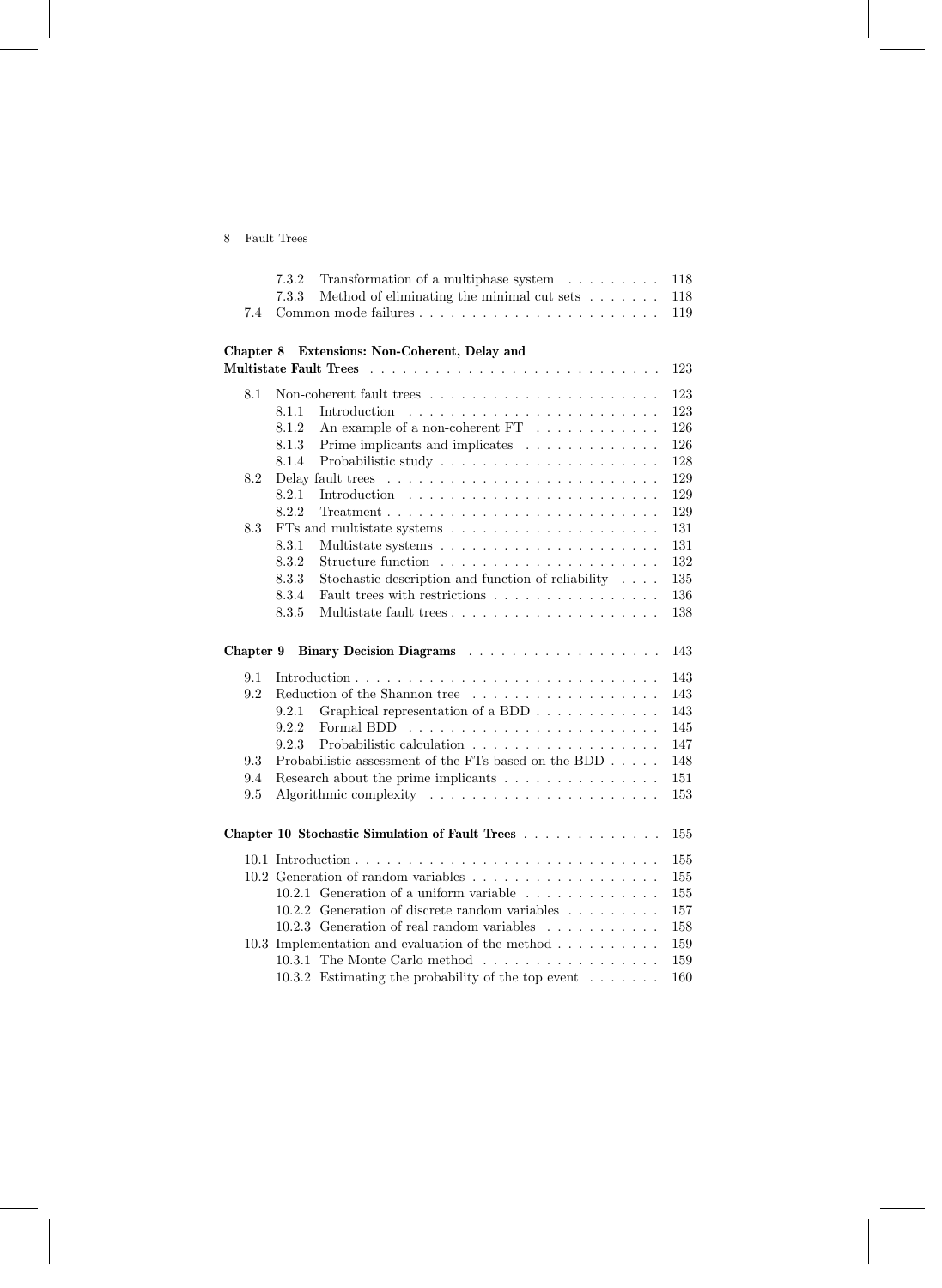7.3.2 Transformation of a multiphase system . . . . . . . . . 118
7.3.3 Method of eliminating the minimal cut sets . . . . . . . 118
7.4 Common mode failures . . . . . . . . . . . . . . . . . . . . . . . 119

**Chapter 8 Extensions: Non-Coherent, Delay and Multistate Fault Trees** . . . . . . . . . . . . . . . . . . . . . . . . . . 123

8.1 Non-coherent fault trees . . . . . . . . . . . . . . . . . . . . . . 123
8.1.1 Introduction . . . . . . . . . . . . . . . . . . . . . . . . 123
8.1.2 An example of a non-coherent FT . . . . . . . . . . . . 126
8.1.3 Prime implicants and implicates . . . . . . . . . . . . . 126
8.1.4 Probabilistic study . . . . . . . . . . . . . . . . . . . . . 128
8.2 Delay fault trees . . . . . . . . . . . . . . . . . . . . . . . . . . 129
8.2.1 Introduction . . . . . . . . . . . . . . . . . . . . . . . . 129
8.2.2 Treatment . . . . . . . . . . . . . . . . . . . . . . . . . . 129
8.3 FTs and multistate systems . . . . . . . . . . . . . . . . . . . . 131
8.3.1 Multistate systems . . . . . . . . . . . . . . . . . . . . . 131
8.3.2 Structure function . . . . . . . . . . . . . . . . . . . . . 132
8.3.3 Stochastic description and function of reliability . . . . 135
8.3.4 Fault trees with restrictions . . . . . . . . . . . . . . . . 136
8.3.5 Multistate fault trees . . . . . . . . . . . . . . . . . . . . 138

**Chapter 9 Binary Decision Diagrams** . . . . . . . . . . . . . . . . . . 143

9.1 Introduction . . . . . . . . . . . . . . . . . . . . . . . . . . . . . 143
9.2 Reduction of the Shannon tree . . . . . . . . . . . . . . . . . . 143
9.2.1 Graphical representation of a BDD . . . . . . . . . . . . 143
9.2.2 Formal BDD . . . . . . . . . . . . . . . . . . . . . . . . 145
9.2.3 Probabilistic calculation . . . . . . . . . . . . . . . . . . 147
9.3 Probabilistic assessment of the FTs based on the BDD . . . . . 148
9.4 Research about the prime implicants . . . . . . . . . . . . . . . 151
9.5 Algorithmic complexity . . . . . . . . . . . . . . . . . . . . . . 153

**Chapter 10 Stochastic Simulation of Fault Trees** . . . . . . . . . . . . . 155

10.1 Introduction . . . . . . . . . . . . . . . . . . . . . . . . . . . . . 155
10.2 Generation of random variables . . . . . . . . . . . . . . . . . . 155
10.2.1 Generation of a uniform variable . . . . . . . . . . . . . 155
10.2.2 Generation of discrete random variables . . . . . . . . . 157
10.2.3 Generation of real random variables . . . . . . . . . . . 158
10.3 Implementation and evaluation of the method . . . . . . . . . . 159
10.3.1 The Monte Carlo method . . . . . . . . . . . . . . . . . 159
10.3.2 Estimating the probability of the top event . . . . . . . 160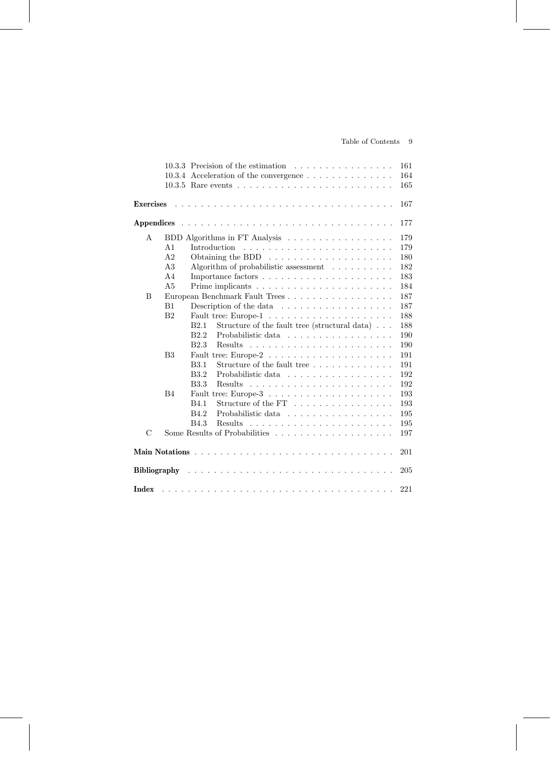10.3.3 Precision of the estimation . . . . . . . . . . . . . . . . 161
10.3.4 Acceleration of the convergence . . . . . . . . . . . . . . 164
10.3.5 Rare events . . . . . . . . . . . . . . . . . . . . . . . . . 165

**Exercises** . . . . . . . . . . . . . . . . . . . . . . . . . . . . . . . . . 167

**Appendices** . . . . . . . . . . . . . . . . . . . . . . . . . . . . . . . . 177

A BDD Algorithms in FT Analysis . . . . . . . . . . . . . . . . . 179
- A1 Introduction . . . . . . . . . . . . . . . . . . . . . . . . 179
- A2 Obtaining the BDD . . . . . . . . . . . . . . . . . . . . 180
- A3 Algorithm of probabilistic assessment . . . . . . . . . . 182
- A4 Importance factors . . . . . . . . . . . . . . . . . . . . . 183
- A5 Prime implicants . . . . . . . . . . . . . . . . . . . . . . 184

B European Benchmark Fault Trees . . . . . . . . . . . . . . . . . 187
- B1 Description of the data . . . . . . . . . . . . . . . . . . 187
- B2 Fault tree: Europe-1 . . . . . . . . . . . . . . . . . . . . 188
  - B2.1 Structure of the fault tree (structural data) . . . 188
  - B2.2 Probabilistic data . . . . . . . . . . . . . . . . . 190
  - B2.3 Results . . . . . . . . . . . . . . . . . . . . . . . 190
- B3 Fault tree: Europe-2 . . . . . . . . . . . . . . . . . . . . 191
  - B3.1 Structure of the fault tree . . . . . . . . . . . . . 191
  - B3.2 Probabilistic data . . . . . . . . . . . . . . . . . 192
  - B3.3 Results . . . . . . . . . . . . . . . . . . . . . . . 192
- B4 Fault tree: Europe-3 . . . . . . . . . . . . . . . . . . . . 193
  - B4.1 Structure of the FT . . . . . . . . . . . . . . . . 193
  - B4.2 Probabilistic data . . . . . . . . . . . . . . . . . 195
  - B4.3 Results . . . . . . . . . . . . . . . . . . . . . . . 195

C Some Results of Probabilities . . . . . . . . . . . . . . . . . . . 197

**Main Notations** . . . . . . . . . . . . . . . . . . . . . . . . . . . . . . 201

**Bibliography** . . . . . . . . . . . . . . . . . . . . . . . . . . . . . . . 205

**Index** . . . . . . . . . . . . . . . . . . . . . . . . . . . . . . . . . . . 221